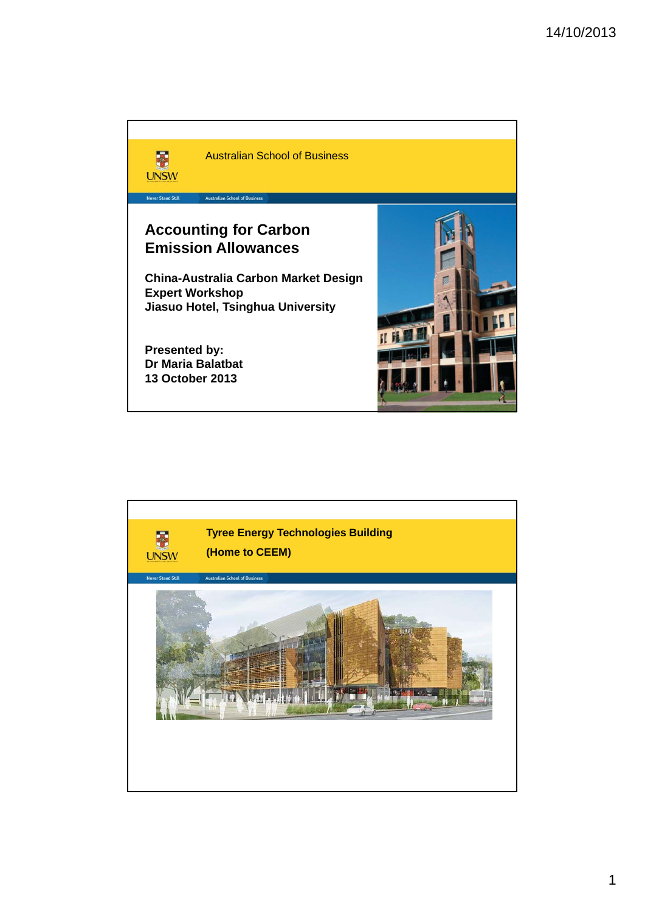Australian School of Business

# Accounting for Carbon Emission Allowances

**China-Australia Carbon Market Design Expert Workshop**
**Jiasuo Hotel, Tsinghua University**

**Presented by:**
**Dr Maria Balatbat**
**13 October 2013**

---

**Tyree Energy Technologies Building**

**(Home to CEEM)**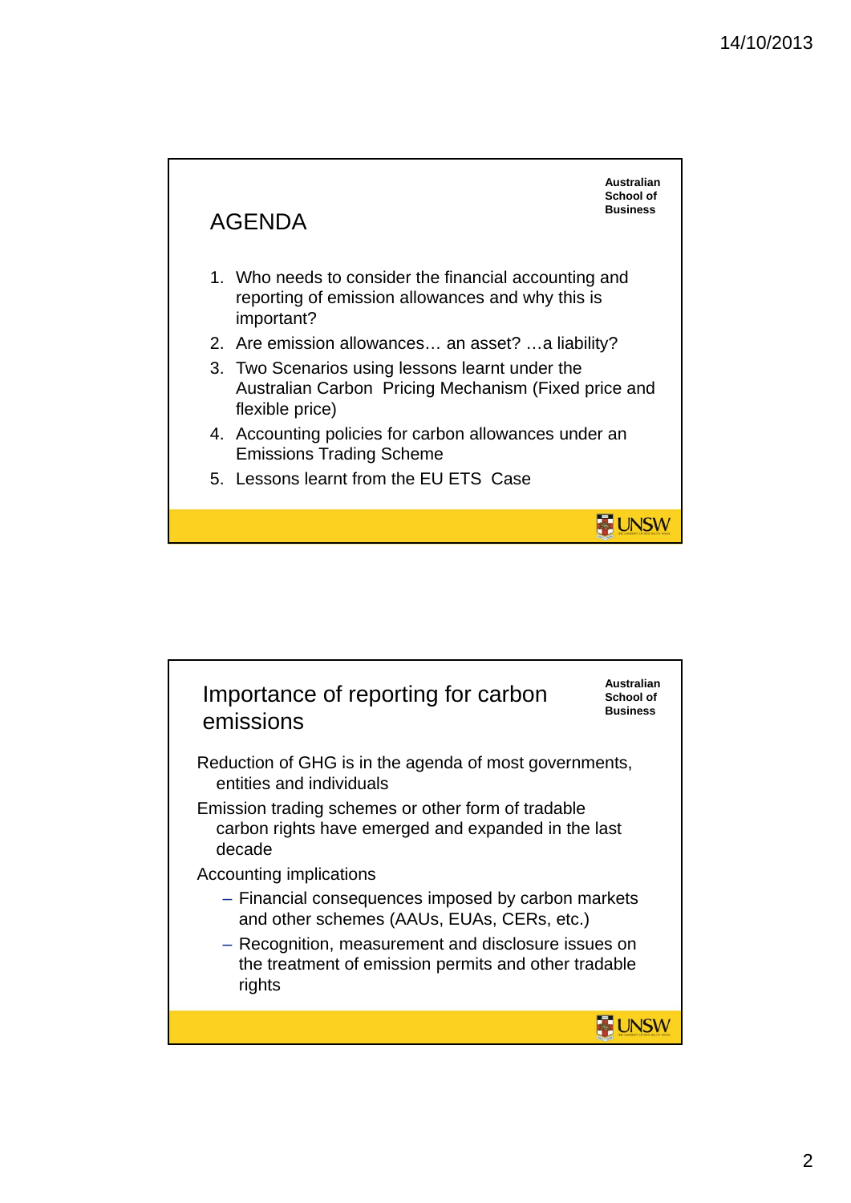## AGENDA

Australian School of Business

1. Who needs to consider the financial accounting and reporting of emission allowances and why this is important?
2. Are emission allowances… an asset? …a liability?
3. Two Scenarios using lessons learnt under the Australian Carbon Pricing Mechanism (Fixed price and flexible price)
4. Accounting policies for carbon allowances under an Emissions Trading Scheme
5. Lessons learnt from the EU ETS Case

UNSW

## Importance of reporting for carbon emissions

Australian School of Business

Reduction of GHG is in the agenda of most governments, entities and individuals

Emission trading schemes or other form of tradable carbon rights have emerged and expanded in the last decade

Accounting implications

- Financial consequences imposed by carbon markets and other schemes (AAUs, EUAs, CERs, etc.)
- Recognition, measurement and disclosure issues on the treatment of emission permits and other tradable rights

UNSW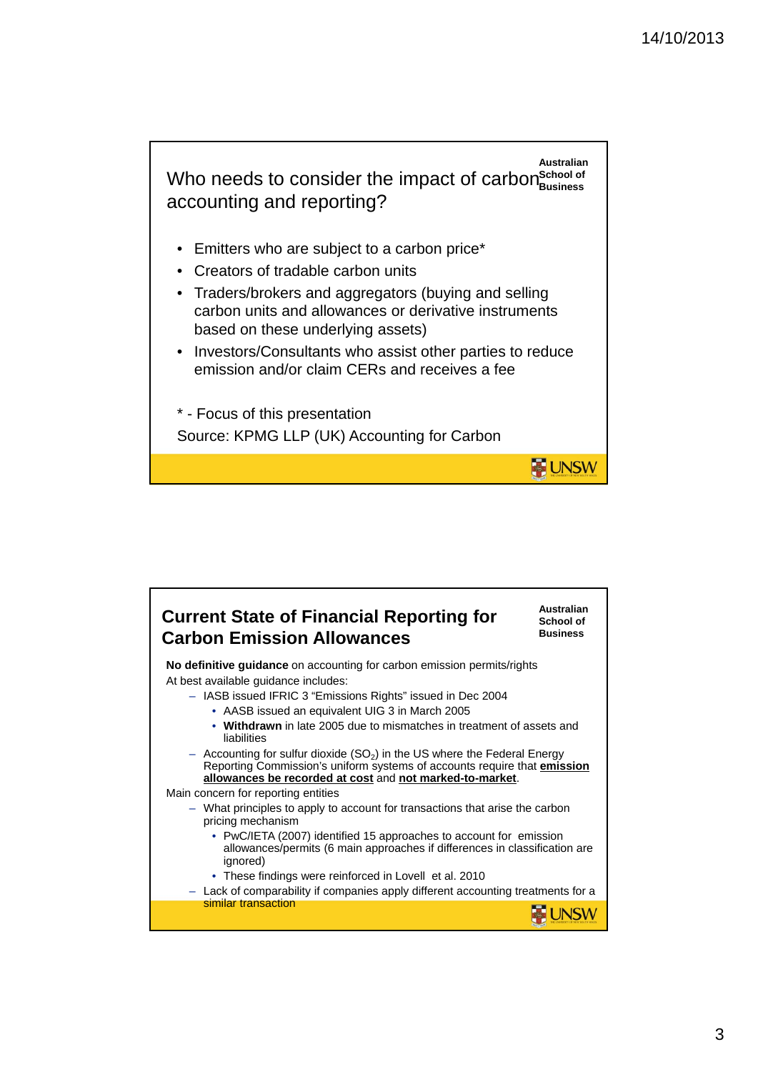## Who needs to consider the impact of carbon accounting and reporting?

Australian School of Business

- Emitters who are subject to a carbon price*
- Creators of tradable carbon units
- Traders/brokers and aggregators (buying and selling carbon units and allowances or derivative instruments based on these underlying assets)
- Investors/Consultants who assist other parties to reduce emission and/or claim CERs and receives a fee

* - Focus of this presentation

Source: KPMG LLP (UK) Accounting for Carbon

## Current State of Financial Reporting for Carbon Emission Allowances

Australian School of Business

**No definitive guidance** on accounting for carbon emission permits/rights

At best available guidance includes:

- IASB issued IFRIC 3 "Emissions Rights" issued in Dec 2004
  - AASB issued an equivalent UIG 3 in March 2005
  - **Withdrawn** in late 2005 due to mismatches in treatment of assets and liabilities
- Accounting for sulfur dioxide ($SO_2$) in the US where the Federal Energy Reporting Commission's uniform systems of accounts require that **emission allowances be recorded at cost** and **not marked-to-market**.

Main concern for reporting entities

- What principles to apply to account for transactions that arise the carbon pricing mechanism
  - PwC/IETA (2007) identified 15 approaches to account for emission allowances/permits (6 main approaches if differences in classification are ignored)
  - These findings were reinforced in Lovell et al. 2010
- Lack of comparability if companies apply different accounting treatments for a similar transaction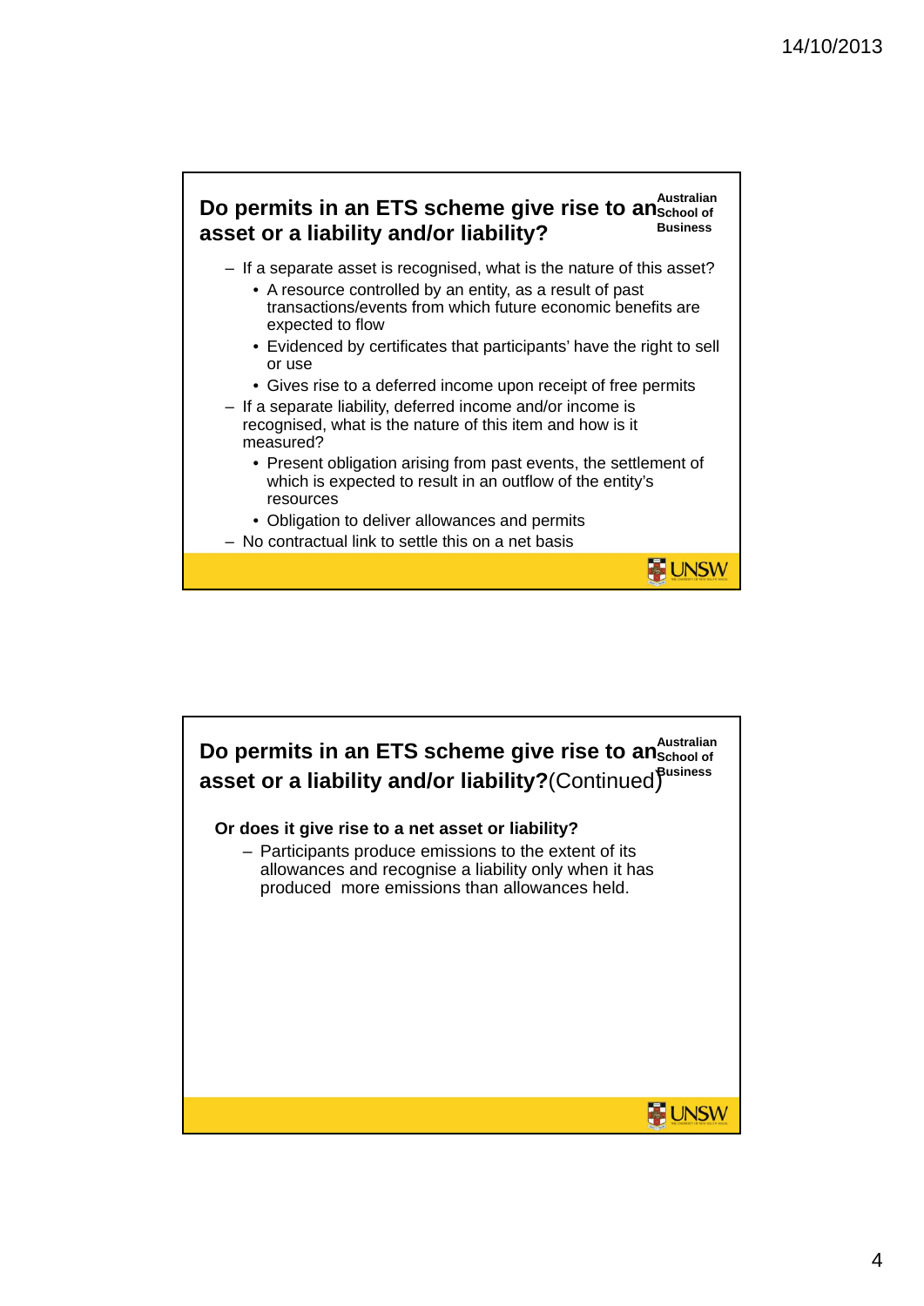## Do permits in an ETS scheme give rise to an asset or a liability and/or liability?

Australian School of Business

- If a separate asset is recognised, what is the nature of this asset?
  - A resource controlled by an entity, as a result of past transactions/events from which future economic benefits are expected to flow
  - Evidenced by certificates that participants' have the right to sell or use
  - Gives rise to a deferred income upon receipt of free permits
- If a separate liability, deferred income and/or income is recognised, what is the nature of this item and how is it measured?
  - Present obligation arising from past events, the settlement of which is expected to result in an outflow of the entity's resources
  - Obligation to deliver allowances and permits
- No contractual link to settle this on a net basis

UNSW

## Do permits in an ETS scheme give rise to an asset or a liability and/or liability? (Continued)

Australian School of Business

**Or does it give rise to a net asset or liability?**

- Participants produce emissions to the extent of its allowances and recognise a liability only when it has produced more emissions than allowances held.

UNSW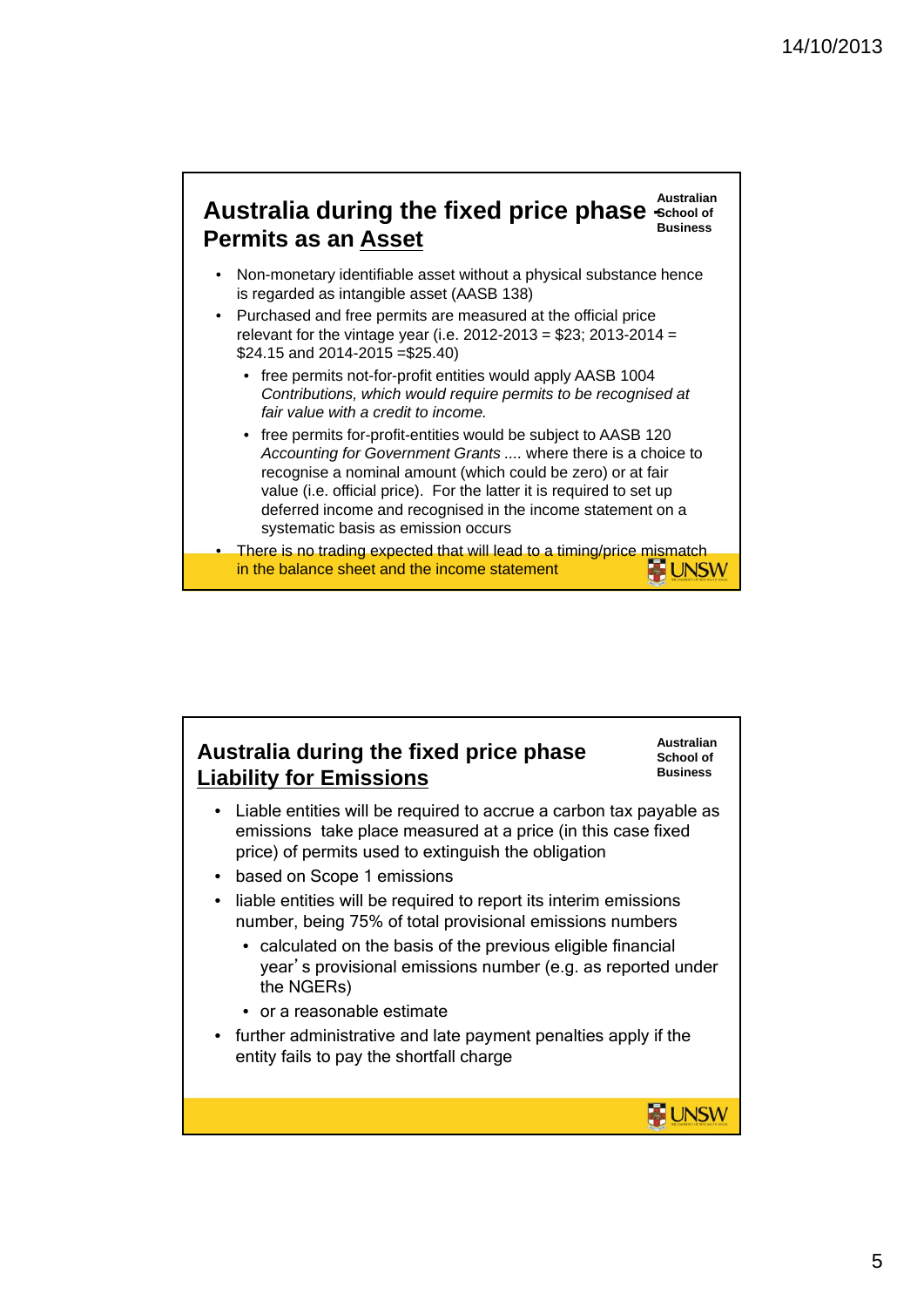## Australia during the fixed price phase Permits as an Asset

Australian School of Business

- Non-monetary identifiable asset without a physical substance hence is regarded as intangible asset (AASB 138)
- Purchased and free permits are measured at the official price relevant for the vintage year (i.e. 2012-2013 = $23; 2013-2014 = $24.15 and 2014-2015 =$25.40)
  - free permits not-for-profit entities would apply AASB 1004 *Contributions, which would require permits to be recognised at fair value with a credit to income.*
  - free permits for-profit-entities would be subject to AASB 120 *Accounting for Government Grants ....* where there is a choice to recognise a nominal amount (which could be zero) or at fair value (i.e. official price). For the latter it is required to set up deferred income and recognised in the income statement on a systematic basis as emission occurs
- There is no trading expected that will lead to a timing/price mismatch in the balance sheet and the income statement

## Australia during the fixed price phase Liability for Emissions

Australian School of Business

- Liable entities will be required to accrue a carbon tax payable as emissions take place measured at a price (in this case fixed price) of permits used to extinguish the obligation
- based on Scope 1 emissions
- liable entities will be required to report its interim emissions number, being 75% of total provisional emissions numbers
  - calculated on the basis of the previous eligible financial year's provisional emissions number (e.g. as reported under the NGERs)
  - or a reasonable estimate
- further administrative and late payment penalties apply if the entity fails to pay the shortfall charge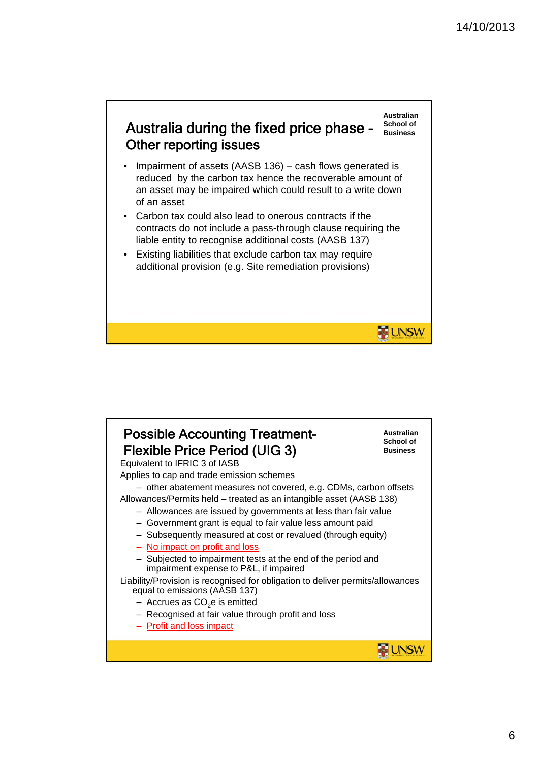## Australia during the fixed price phase - Other reporting issues

Australian School of Business

- Impairment of assets (AASB 136) – cash flows generated is reduced by the carbon tax hence the recoverable amount of an asset may be impaired which could result to a write down of an asset
- Carbon tax could also lead to onerous contracts if the contracts do not include a pass-through clause requiring the liable entity to recognise additional costs (AASB 137)
- Existing liabilities that exclude carbon tax may require additional provision (e.g. Site remediation provisions)

## Possible Accounting Treatment- Flexible Price Period (UIG 3)

Australian School of Business

Equivalent to IFRIC 3 of IASB

Applies to cap and trade emission schemes

- other abatement measures not covered, e.g. CDMs, carbon offsets

Allowances/Permits held – treated as an intangible asset (AASB 138)

- Allowances are issued by governments at less than fair value
- Government grant is equal to fair value less amount paid
- Subsequently measured at cost or revalued (through equity)
- No impact on profit and loss
- Subjected to impairment tests at the end of the period and impairment expense to P&L, if impaired

Liability/Provision is recognised for obligation to deliver permits/allowances equal to emissions (AASB 137)

- Accrues as $CO_2e$ is emitted
- Recognised at fair value through profit and loss
- Profit and loss impact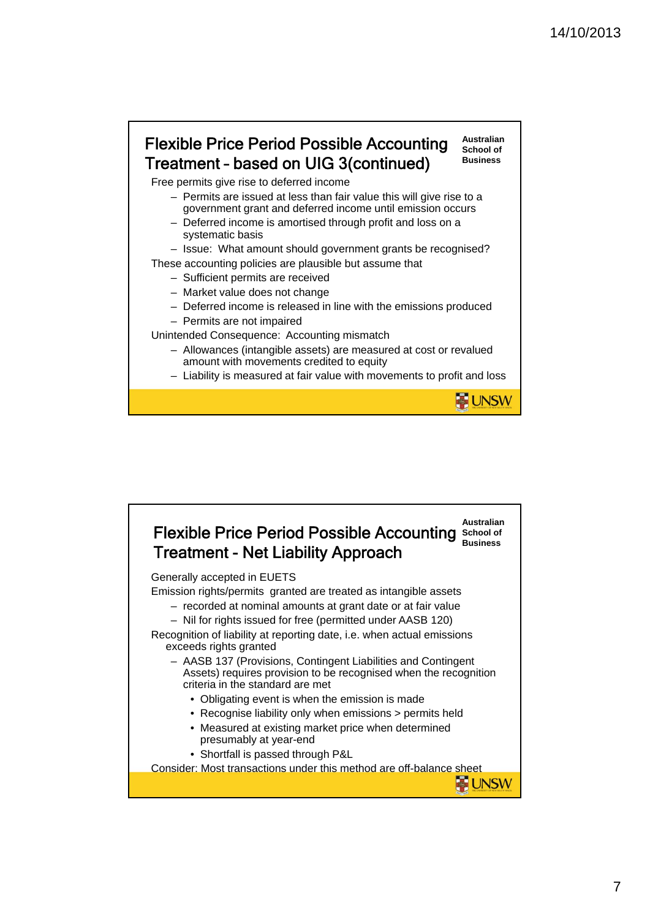## Flexible Price Period Possible Accounting Treatment – based on UIG 3(continued)

Australian School of Business

Free permits give rise to deferred income

- Permits are issued at less than fair value this will give rise to a government grant and deferred income until emission occurs
- Deferred income is amortised through profit and loss on a systematic basis
- Issue: What amount should government grants be recognised?

These accounting policies are plausible but assume that

- Sufficient permits are received
- Market value does not change
- Deferred income is released in line with the emissions produced
- Permits are not impaired

Unintended Consequence: Accounting mismatch

- Allowances (intangible assets) are measured at cost or revalued amount with movements credited to equity
- Liability is measured at fair value with movements to profit and loss

UNSW

## Flexible Price Period Possible Accounting Treatment - Net Liability Approach

Australian School of Business

Generally accepted in EUETS

Emission rights/permits granted are treated as intangible assets

- recorded at nominal amounts at grant date or at fair value
- Nil for rights issued for free (permitted under AASB 120)

Recognition of liability at reporting date, i.e. when actual emissions exceeds rights granted

- AASB 137 (Provisions, Contingent Liabilities and Contingent Assets) requires provision to be recognised when the recognition criteria in the standard are met
  - Obligating event is when the emission is made
  - Recognise liability only when emissions > permits held
  - Measured at existing market price when determined presumably at year-end
  - Shortfall is passed through P&L

Consider: Most transactions under this method are off-balance sheet

UNSW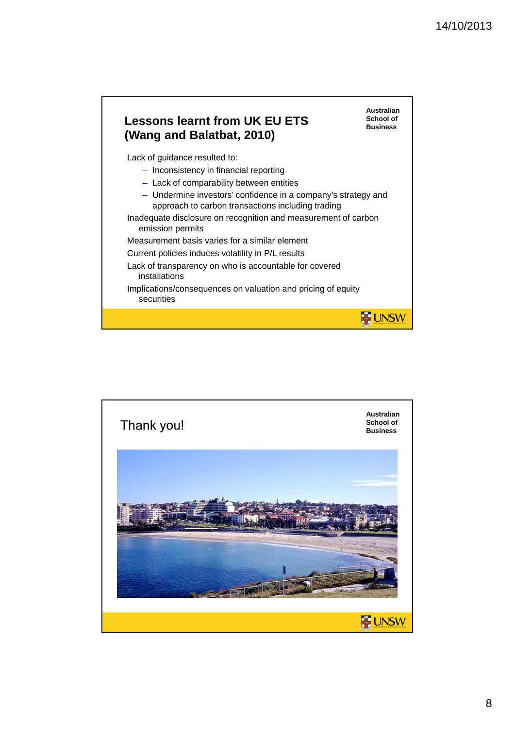## Lessons learnt from UK EU ETS (Wang and Balatbat, 2010)

Australian School of Business

Lack of guidance resulted to:

- Inconsistency in financial reporting
- Lack of comparability between entities
- Undermine investors' confidence in a company's strategy and approach to carbon transactions including trading

Inadequate disclosure on recognition and measurement of carbon emission permits

Measurement basis varies for a similar element

Current policies induces volatility in P/L results

Lack of transparency on who is accountable for covered installations

Implications/consequences on valuation and pricing of equity securities

UNSW

## Thank you!

Australian School of Business

UNSW